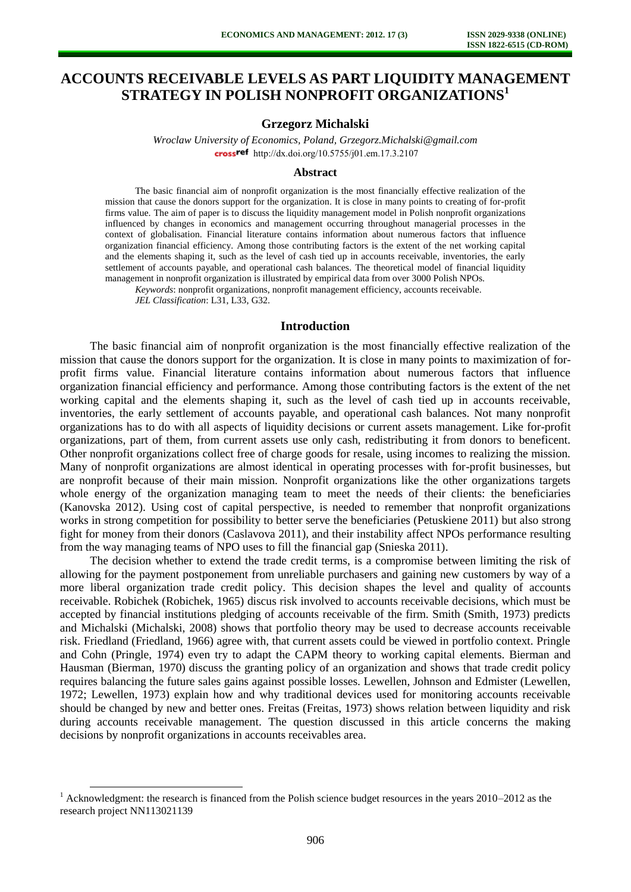# ACCOUNTS RECEIVABLE LEVELS AS PART LIQUIDITY MANAGEMENT STRATEGY IN POLISH NONPROFIT ORGANIZATIONS[1]

**Grzegorz Michalski**

*Wroclaw University of Economics, Poland, Grzegorz.Michalski@gmail.com*
http://dx.doi.org/10.5755/j01.em.17.3.2107

## Abstract

The basic financial aim of nonprofit organization is the most financially effective realization of the mission that cause the donors support for the organization. It is close in many points to creating of for-profit firms value. The aim of paper is to discuss the liquidity management model in Polish nonprofit organizations influenced by changes in economics and management occurring throughout managerial processes in the context of globalisation. Financial literature contains information about numerous factors that influence organization financial efficiency. Among those contributing factors is the extent of the net working capital and the elements shaping it, such as the level of cash tied up in accounts receivable, inventories, the early settlement of accounts payable, and operational cash balances. The theoretical model of financial liquidity management in nonprofit organization is illustrated by empirical data from over 3000 Polish NPOs.

*Keywords*: nonprofit organizations, nonprofit management efficiency, accounts receivable.

*JEL Classification*: L31, L33, G32.

## Introduction

The basic financial aim of nonprofit organization is the most financially effective realization of the mission that cause the donors support for the organization. It is close in many points to maximization of for-profit firms value. Financial literature contains information about numerous factors that influence organization financial efficiency and performance. Among those contributing factors is the extent of the net working capital and the elements shaping it, such as the level of cash tied up in accounts receivable, inventories, the early settlement of accounts payable, and operational cash balances. Not many nonprofit organizations has to do with all aspects of liquidity decisions or current assets management. Like for-profit organizations, part of them, from current assets use only cash, redistributing it from donors to beneficent. Other nonprofit organizations collect free of charge goods for resale, using incomes to realizing the mission. Many of nonprofit organizations are almost identical in operating processes with for-profit businesses, but are nonprofit because of their main mission. Nonprofit organizations like the other organizations targets whole energy of the organization managing team to meet the needs of their clients: the beneficiaries (Kanovska 2012). Using cost of capital perspective, is needed to remember that nonprofit organizations works in strong competition for possibility to better serve the beneficiaries (Petuskiene 2011) but also strong fight for money from their donors (Caslavova 2011), and their instability affect NPOs performance resulting from the way managing teams of NPO uses to fill the financial gap (Snieska 2011).

The decision whether to extend the trade credit terms, is a compromise between limiting the risk of allowing for the payment postponement from unreliable purchasers and gaining new customers by way of a more liberal organization trade credit policy. This decision shapes the level and quality of accounts receivable. Robichek (Robichek, 1965) discus risk involved to accounts receivable decisions, which must be accepted by financial institutions pledging of accounts receivable of the firm. Smith (Smith, 1973) predicts and Michalski (Michalski, 2008) shows that portfolio theory may be used to decrease accounts receivable risk. Friedland (Friedland, 1966) agree with, that current assets could be viewed in portfolio context. Pringle and Cohn (Pringle, 1974) even try to adapt the CAPM theory to working capital elements. Bierman and Hausman (Bierman, 1970) discuss the granting policy of an organization and shows that trade credit policy requires balancing the future sales gains against possible losses. Lewellen, Johnson and Edmister (Lewellen, 1972; Lewellen, 1973) explain how and why traditional devices used for monitoring accounts receivable should be changed by new and better ones. Freitas (Freitas, 1973) shows relation between liquidity and risk during accounts receivable management. The question discussed in this article concerns the making decisions by nonprofit organizations in accounts receivables area.

---

[1] Acknowledgment: the research is financed from the Polish science budget resources in the years 2010–2012 as the research project NN113021139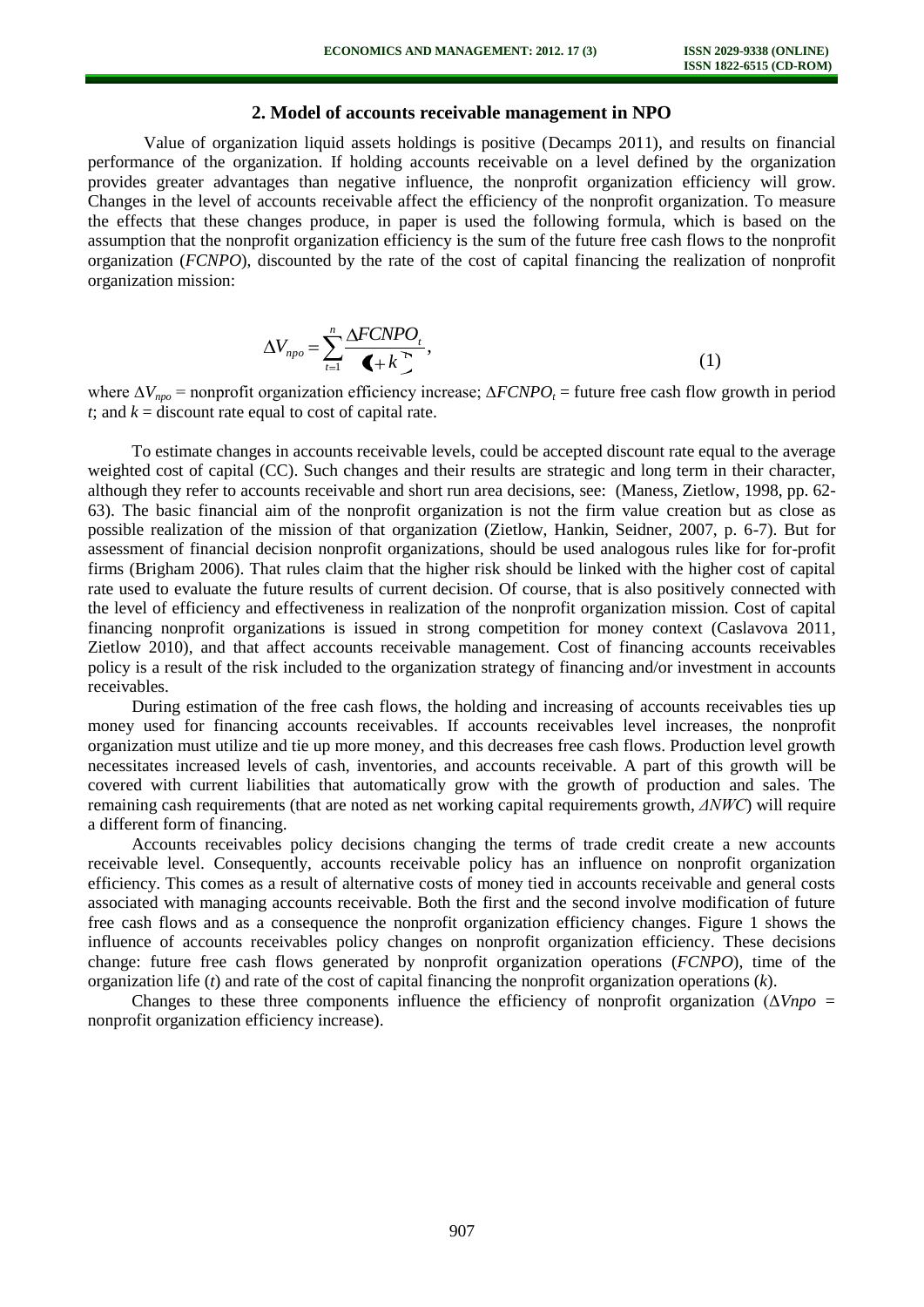## 2. Model of accounts receivable management in NPO

Value of organization liquid assets holdings is positive (Decamps 2011), and results on financial performance of the organization. If holding accounts receivable on a level defined by the organization provides greater advantages than negative influence, the nonprofit organization efficiency will grow. Changes in the level of accounts receivable affect the efficiency of the nonprofit organization. To measure the effects that these changes produce, in paper is used the following formula, which is based on the assumption that the nonprofit organization efficiency is the sum of the future free cash flows to the nonprofit organization (*FCNPO*), discounted by the rate of the cost of capital financing the realization of nonprofit organization mission:

$$\Delta V_{npo} = \sum_{t=1}^{n} \frac{\Delta FCNPO_t}{(1+k)^t}, \tag{1}$$

where $\Delta V_{npo}$ = nonprofit organization efficiency increase; $\Delta FCNPO_t$ = future free cash flow growth in period $t$; and $k$ = discount rate equal to cost of capital rate.

To estimate changes in accounts receivable levels, could be accepted discount rate equal to the average weighted cost of capital (CC). Such changes and their results are strategic and long term in their character, although they refer to accounts receivable and short run area decisions, see: (Maness, Zietlow, 1998, pp. 62-63). The basic financial aim of the nonprofit organization is not the firm value creation but as close as possible realization of the mission of that organization (Zietlow, Hankin, Seidner, 2007, p. 6-7). But for assessment of financial decision nonprofit organizations, should be used analogous rules like for for-profit firms (Brigham 2006). That rules claim that the higher risk should be linked with the higher cost of capital rate used to evaluate the future results of current decision. Of course, that is also positively connected with the level of efficiency and effectiveness in realization of the nonprofit organization mission. Cost of capital financing nonprofit organizations is issued in strong competition for money context (Caslavova 2011, Zietlow 2010), and that affect accounts receivable management. Cost of financing accounts receivables policy is a result of the risk included to the organization strategy of financing and/or investment in accounts receivables.

During estimation of the free cash flows, the holding and increasing of accounts receivables ties up money used for financing accounts receivables. If accounts receivables level increases, the nonprofit organization must utilize and tie up more money, and this decreases free cash flows. Production level growth necessitates increased levels of cash, inventories, and accounts receivable. A part of this growth will be covered with current liabilities that automatically grow with the growth of production and sales. The remaining cash requirements (that are noted as net working capital requirements growth, *ΔNWC*) will require a different form of financing.

Accounts receivables policy decisions changing the terms of trade credit create a new accounts receivable level. Consequently, accounts receivable policy has an influence on nonprofit organization efficiency. This comes as a result of alternative costs of money tied in accounts receivable and general costs associated with managing accounts receivable. Both the first and the second involve modification of future free cash flows and as a consequence the nonprofit organization efficiency changes. Figure 1 shows the influence of accounts receivables policy changes on nonprofit organization efficiency. These decisions change: future free cash flows generated by nonprofit organization operations (*FCNPO*), time of the organization life ($t$) and rate of the cost of capital financing the nonprofit organization operations ($k$).

Changes to these three components influence the efficiency of nonprofit organization ($\Delta Vnpo$ = nonprofit organization efficiency increase).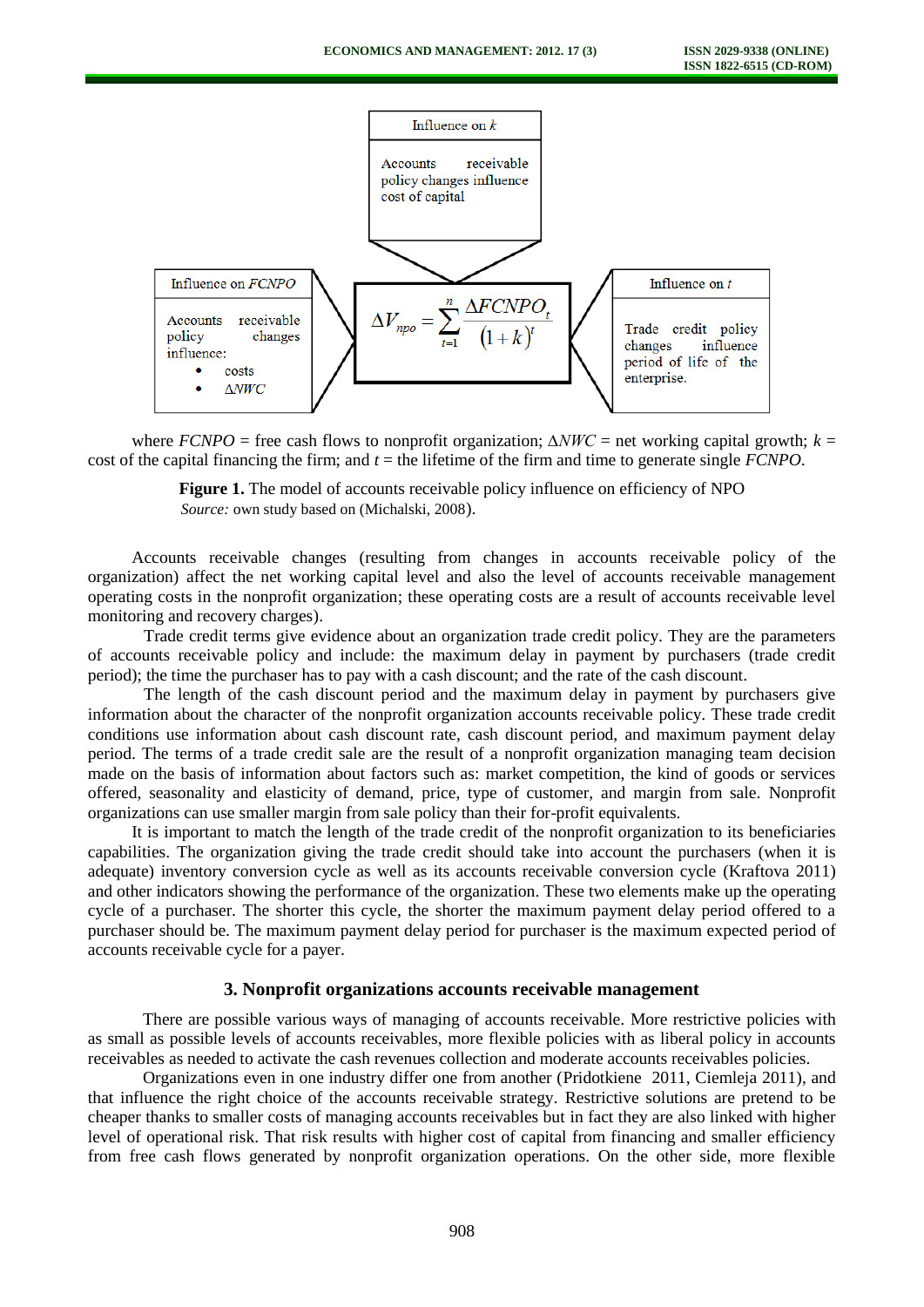Influence on $k$

Accounts receivable policy changes influence cost of capital

Influence on *FCNPO*

Accounts receivable policy changes influence:

- costs
- $\Delta NWC$

$$\Delta V_{npo} = \sum_{t=1}^{n} \frac{\Delta FCNPO_t}{(1+k)^t}$$

Influence on $t$

Trade credit policy changes influence period of life of the enterprise.

where *FCNPO* = free cash flows to nonprofit organization; $\Delta NWC$ = net working capital growth; $k$ = cost of the capital financing the firm; and $t$ = the lifetime of the firm and time to generate single *FCNPO*.

**Figure 1.** The model of accounts receivable policy influence on efficiency of NPO
*Source:* own study based on (Michalski, 2008).

Accounts receivable changes (resulting from changes in accounts receivable policy of the organization) affect the net working capital level and also the level of accounts receivable management operating costs in the nonprofit organization; these operating costs are a result of accounts receivable level monitoring and recovery charges).

Trade credit terms give evidence about an organization trade credit policy. They are the parameters of accounts receivable policy and include: the maximum delay in payment by purchasers (trade credit period); the time the purchaser has to pay with a cash discount; and the rate of the cash discount.

The length of the cash discount period and the maximum delay in payment by purchasers give information about the character of the nonprofit organization accounts receivable policy. These trade credit conditions use information about cash discount rate, cash discount period, and maximum payment delay period. The terms of a trade credit sale are the result of a nonprofit organization managing team decision made on the basis of information about factors such as: market competition, the kind of goods or services offered, seasonality and elasticity of demand, price, type of customer, and margin from sale. Nonprofit organizations can use smaller margin from sale policy than their for-profit equivalents.

It is important to match the length of the trade credit of the nonprofit organization to its beneficiaries capabilities. The organization giving the trade credit should take into account the purchasers (when it is adequate) inventory conversion cycle as well as its accounts receivable conversion cycle (Kraftova 2011) and other indicators showing the performance of the organization. These two elements make up the operating cycle of a purchaser. The shorter this cycle, the shorter the maximum payment delay period offered to a purchaser should be. The maximum payment delay period for purchaser is the maximum expected period of accounts receivable cycle for a payer.

## 3. Nonprofit organizations accounts receivable management

There are possible various ways of managing of accounts receivable. More restrictive policies with as small as possible levels of accounts receivables, more flexible policies with as liberal policy in accounts receivables as needed to activate the cash revenues collection and moderate accounts receivables policies.

Organizations even in one industry differ one from another (Pridotkiene 2011, Ciemleja 2011), and that influence the right choice of the accounts receivable strategy. Restrictive solutions are pretend to be cheaper thanks to smaller costs of managing accounts receivables but in fact they are also linked with higher level of operational risk. That risk results with higher cost of capital from financing and smaller efficiency from free cash flows generated by nonprofit organization operations. On the other side, more flexible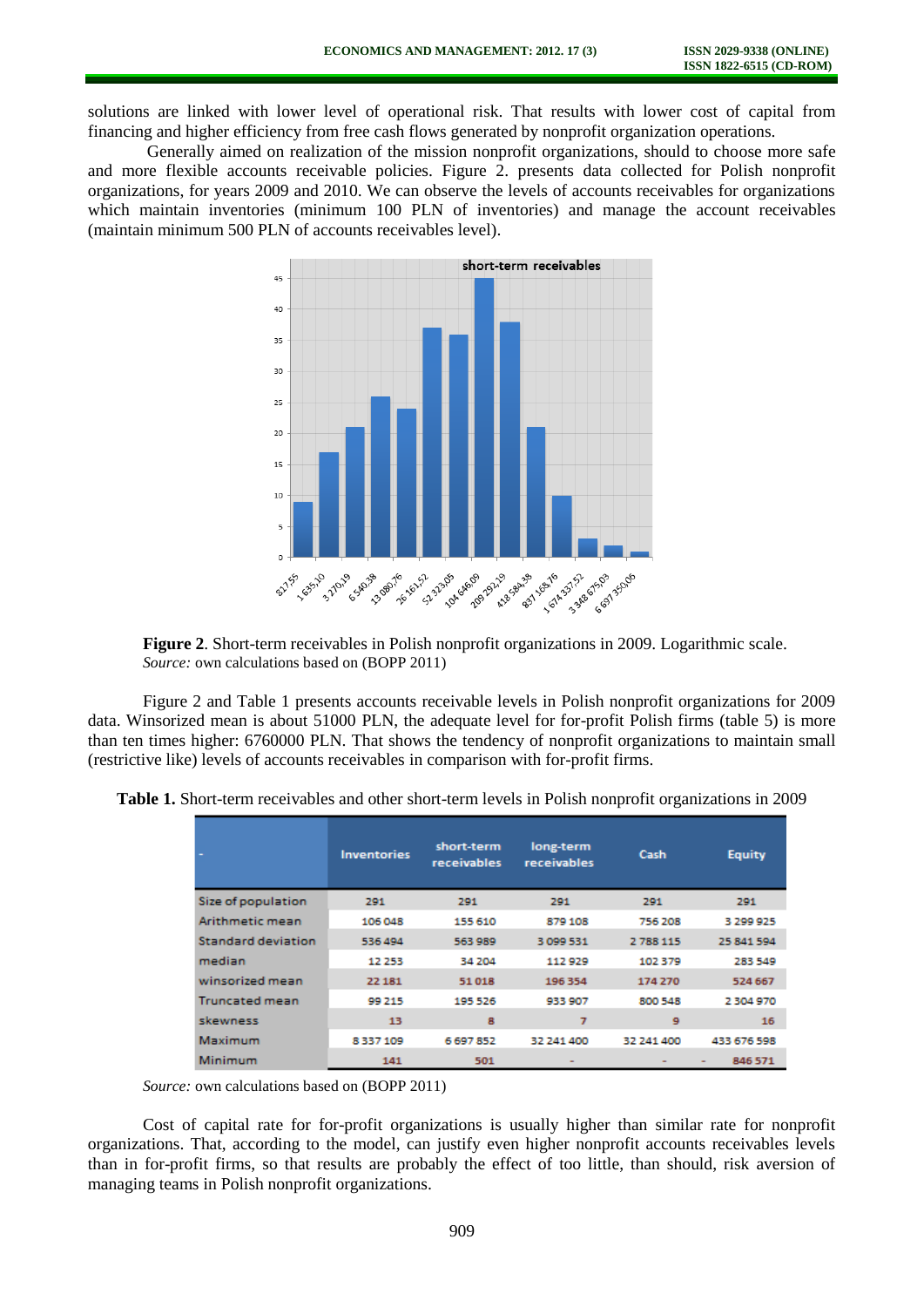solutions are linked with lower level of operational risk. That results with lower cost of capital from financing and higher efficiency from free cash flows generated by nonprofit organization operations.

Generally aimed on realization of the mission nonprofit organizations, should to choose more safe and more flexible accounts receivable policies. Figure 2. presents data collected for Polish nonprofit organizations, for years 2009 and 2010. We can observe the levels of accounts receivables for organizations which maintain inventories (minimum 100 PLN of inventories) and manage the account receivables (maintain minimum 500 PLN of accounts receivables level).

**Figure 2**. Short-term receivables in Polish nonprofit organizations in 2009. Logarithmic scale.
*Source:* own calculations based on (BOPP 2011)

Figure 2 and Table 1 presents accounts receivable levels in Polish nonprofit organizations for 2009 data. Winsorized mean is about 51000 PLN, the adequate level for for-profit Polish firms (table 5) is more than ten times higher: 6760000 PLN. That shows the tendency of nonprofit organizations to maintain small (restrictive like) levels of accounts receivables in comparison with for-profit firms.

**Table 1.** Short-term receivables and other short-term levels in Polish nonprofit organizations in 2009

| - | Inventories | short-term receivables | long-term receivables | Cash | Equity |
|---|---|---|---|---|---|
| Size of population | 291 | 291 | 291 | 291 | 291 |
| Arithmetic mean | 106 048 | 155 610 | 879 108 | 756 208 | 3 299 925 |
| Standard deviation | 536 494 | 563 989 | 3 099 531 | 2 788 115 | 25 841 594 |
| median | 12 253 | 34 204 | 112 929 | 102 379 | 283 549 |
| winsorized mean | 22 181 | 51 018 | 196 354 | 174 270 | 524 667 |
| Truncated mean | 99 215 | 195 526 | 933 907 | 800 548 | 2 304 970 |
| skewness | 13 | 8 | 7 | 9 | 16 |
| Maximum | 8 337 109 | 6 697 852 | 32 241 400 | 32 241 400 | 433 676 598 |
| Minimum | 141 | 501 | - | - | - 846 571 |

*Source:* own calculations based on (BOPP 2011)

Cost of capital rate for for-profit organizations is usually higher than similar rate for nonprofit organizations. That, according to the model, can justify even higher nonprofit accounts receivables levels than in for-profit firms, so that results are probably the effect of too little, than should, risk aversion of managing teams in Polish nonprofit organizations.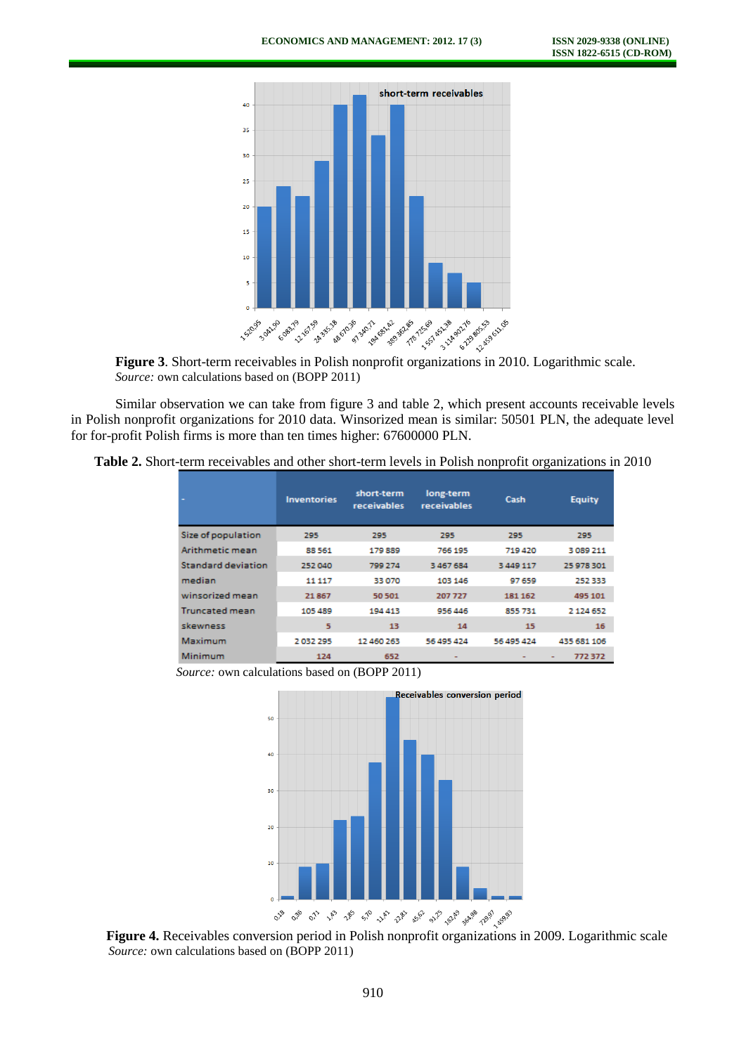**Figure 3**. Short-term receivables in Polish nonprofit organizations in 2010. Logarithmic scale.
*Source:* own calculations based on (BOPP 2011)

Similar observation we can take from figure 3 and table 2, which present accounts receivable levels in Polish nonprofit organizations for 2010 data. Winsorized mean is similar: 50501 PLN, the adequate level for for-profit Polish firms is more than ten times higher: 67600000 PLN.

**Table 2.** Short-term receivables and other short-term levels in Polish nonprofit organizations in 2010

| - | Inventories | short-term receivables | long-term receivables | Cash | Equity |
|---|---|---|---|---|---|
| Size of population | 295 | 295 | 295 | 295 | 295 |
| Arithmetic mean | 88 561 | 179 889 | 766 195 | 719 420 | 3 089 211 |
| Standard deviation | 252 040 | 799 274 | 3 467 684 | 3 449 117 | 25 978 301 |
| median | 11 117 | 33 070 | 103 146 | 97 659 | 252 333 |
| winsorized mean | 21 867 | 50 501 | 207 727 | 181 162 | 495 101 |
| Truncated mean | 105 489 | 194 413 | 956 446 | 855 731 | 2 124 652 |
| skewness | 5 | 13 | 14 | 15 | 16 |
| Maximum | 2 032 295 | 12 460 263 | 56 495 424 | 56 495 424 | 435 681 106 |
| Minimum | 124 | 652 | - | - | - 772 372 |

*Source:* own calculations based on (BOPP 2011)

**Figure 4.** Receivables conversion period in Polish nonprofit organizations in 2009. Logarithmic scale
*Source:* own calculations based on (BOPP 2011)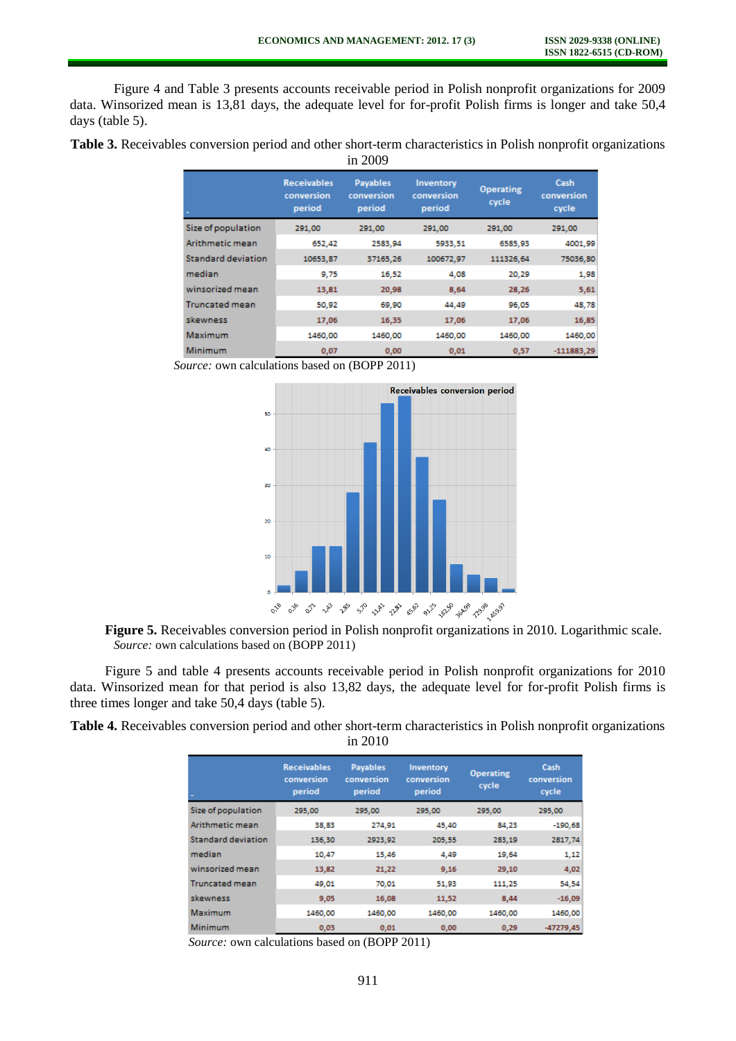Figure 4 and Table 3 presents accounts receivable period in Polish nonprofit organizations for 2009 data. Winsorized mean is 13,81 days, the adequate level for for-profit Polish firms is longer and take 50,4 days (table 5).

**Table 3.** Receivables conversion period and other short-term characteristics in Polish nonprofit organizations in 2009

| | Receivables conversion period | Payables conversion period | Inventory conversion period | Operating cycle | Cash conversion cycle |
|---|---|---|---|---|---|
| Size of population | 291,00 | 291,00 | 291,00 | 291,00 | 291,00 |
| Arithmetic mean | 652,42 | 2583,94 | 5933,51 | 6585,93 | 4001,99 |
| Standard deviation | 10653,87 | 37165,26 | 100672,97 | 111326,64 | 75036,80 |
| median | 9,75 | 16,52 | 4,08 | 20,29 | 1,98 |
| winsorized mean | 13,81 | 20,98 | 8,64 | 28,26 | 5,61 |
| Truncated mean | 50,92 | 69,90 | 44,49 | 96,05 | 48,78 |
| skewness | 17,06 | 16,35 | 17,06 | 17,06 | 16,85 |
| Maximum | 1460,00 | 1460,00 | 1460,00 | 1460,00 | 1460,00 |
| Minimum | 0,07 | 0,00 | 0,01 | 0,57 | -111883,29 |

*Source:* own calculations based on (BOPP 2011)

**Figure 5.** Receivables conversion period in Polish nonprofit organizations in 2010. Logarithmic scale.
*Source:* own calculations based on (BOPP 2011)

Figure 5 and table 4 presents accounts receivable period in Polish nonprofit organizations for 2010 data. Winsorized mean for that period is also 13,82 days, the adequate level for for-profit Polish firms is three times longer and take 50,4 days (table 5).

**Table 4.** Receivables conversion period and other short-term characteristics in Polish nonprofit organizations in 2010

| | Receivables conversion period | Payables conversion period | Inventory conversion period | Operating cycle | Cash conversion cycle |
|---|---|---|---|---|---|
| Size of population | 295,00 | 295,00 | 295,00 | 295,00 | 295,00 |
| Arithmetic mean | 38,83 | 274,91 | 45,40 | 84,23 | -190,68 |
| Standard deviation | 136,30 | 2923,92 | 205,55 | 283,19 | 2817,74 |
| median | 10,47 | 15,46 | 4,49 | 19,64 | 1,12 |
| winsorized mean | 13,82 | 21,22 | 9,16 | 29,10 | 4,02 |
| Truncated mean | 49,01 | 70,01 | 51,93 | 111,25 | 54,54 |
| skewness | 9,05 | 16,08 | 11,52 | 8,44 | -16,09 |
| Maximum | 1460,00 | 1460,00 | 1460,00 | 1460,00 | 1460,00 |
| Minimum | 0,03 | 0,01 | 0,00 | 0,29 | -47279,45 |

*Source:* own calculations based on (BOPP 2011)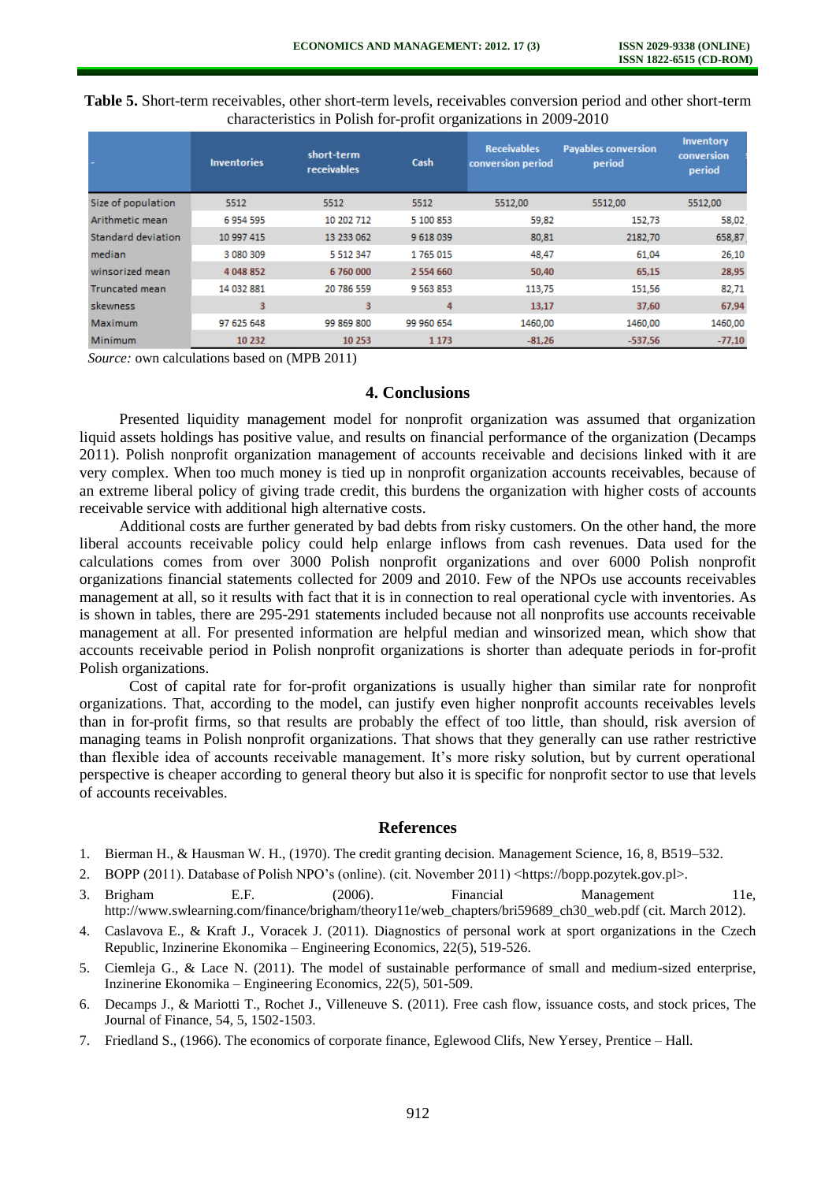**Table 5.** Short-term receivables, other short-term levels, receivables conversion period and other short-term characteristics in Polish for-profit organizations in 2009-2010

| - | Inventories | short-term receivables | Cash | Receivables conversion period | Payables conversion period | Inventory conversion period |
|---|---|---|---|---|---|---|
| Size of population | 5512 | 5512 | 5512 | 5512,00 | 5512,00 | 5512,00 |
| Arithmetic mean | 6 954 595 | 10 202 712 | 5 100 853 | 59,82 | 152,73 | 58,02 |
| Standard deviation | 10 997 415 | 13 233 062 | 9 618 039 | 80,81 | 2182,70 | 658,87 |
| median | 3 080 309 | 5 512 347 | 1 765 015 | 48,47 | 61,04 | 26,10 |
| winsorized mean | 4 048 852 | 6 760 000 | 2 554 660 | 50,40 | 65,15 | 28,95 |
| Truncated mean | 14 032 881 | 20 786 559 | 9 563 853 | 113,75 | 151,56 | 82,71 |
| skewness | 3 | 3 | 4 | 13,17 | 37,60 | 67,94 |
| Maximum | 97 625 648 | 99 869 800 | 99 960 654 | 1460,00 | 1460,00 | 1460,00 |
| Minimum | 10 232 | 10 253 | 1 173 | -81,26 | -537,56 | -77,10 |

*Source:* own calculations based on (MPB 2011)

## 4. Conclusions

Presented liquidity management model for nonprofit organization was assumed that organization liquid assets holdings has positive value, and results on financial performance of the organization (Decamps 2011). Polish nonprofit organization management of accounts receivable and decisions linked with it are very complex. When too much money is tied up in nonprofit organization accounts receivables, because of an extreme liberal policy of giving trade credit, this burdens the organization with higher costs of accounts receivable service with additional high alternative costs.

Additional costs are further generated by bad debts from risky customers. On the other hand, the more liberal accounts receivable policy could help enlarge inflows from cash revenues. Data used for the calculations comes from over 3000 Polish nonprofit organizations and over 6000 Polish nonprofit organizations financial statements collected for 2009 and 2010. Few of the NPOs use accounts receivables management at all, so it results with fact that it is in connection to real operational cycle with inventories. As is shown in tables, there are 295-291 statements included because not all nonprofits use accounts receivable management at all. For presented information are helpful median and winsorized mean, which show that accounts receivable period in Polish nonprofit organizations is shorter than adequate periods in for-profit Polish organizations.

Cost of capital rate for for-profit organizations is usually higher than similar rate for nonprofit organizations. That, according to the model, can justify even higher nonprofit accounts receivables levels than in for-profit firms, so that results are probably the effect of too little, than should, risk aversion of managing teams in Polish nonprofit organizations. That shows that they generally can use rather restrictive than flexible idea of accounts receivable management. It's more risky solution, but by current operational perspective is cheaper according to general theory but also it is specific for nonprofit sector to use that levels of accounts receivables.

## References

1. Bierman H., & Hausman W. H., (1970). The credit granting decision. Management Science, 16, 8, B519–532.
2. BOPP (2011). Database of Polish NPO's (online). (cit. November 2011) <https://bopp.pozytek.gov.pl>.
3. Brigham E.F. (2006). Financial Management 11e, http://www.swlearning.com/finance/brigham/theory11e/web_chapters/bri59689_ch30_web.pdf (cit. March 2012).
4. Caslavova E., & Kraft J., Voracek J. (2011). Diagnostics of personal work at sport organizations in the Czech Republic, Inzinerine Ekonomika – Engineering Economics, 22(5), 519-526.
5. Ciemleja G., & Lace N. (2011). The model of sustainable performance of small and medium-sized enterprise, Inzinerine Ekonomika – Engineering Economics, 22(5), 501-509.
6. Decamps J., & Mariotti T., Rochet J., Villeneuve S. (2011). Free cash flow, issuance costs, and stock prices, The Journal of Finance, 54, 5, 1502-1503.
7. Friedland S., (1966). The economics of corporate finance, Eglewood Clifs, New Yersey, Prentice – Hall.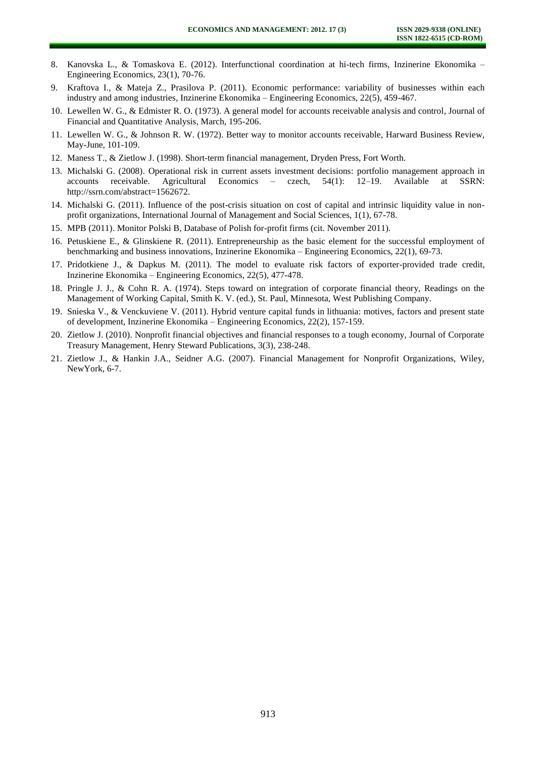8. Kanovska L., & Tomaskova E. (2012). Interfunctional coordination at hi-tech firms, Inzinerine Ekonomika – Engineering Economics, 23(1), 70-76.
9. Kraftova I., & Mateja Z., Prasilova P. (2011). Economic performance: variability of businesses within each industry and among industries, Inzinerine Ekonomika – Engineering Economics, 22(5), 459-467.
10. Lewellen W. G., & Edmister R. O. (1973). A general model for accounts receivable analysis and control, Journal of Financial and Quantitative Analysis, March, 195-206.
11. Lewellen W. G., & Johnson R. W. (1972). Better way to monitor accounts receivable, Harward Business Review, May-June, 101-109.
12. Maness T., & Zietlow J. (1998). Short-term financial management, Dryden Press, Fort Worth.
13. Michalski G. (2008). Operational risk in current assets investment decisions: portfolio management approach in accounts receivable. Agricultural Economics – czech, 54(1): 12–19. Available at SSRN: http://ssrn.com/abstract=1562672.
14. Michalski G. (2011). Influence of the post-crisis situation on cost of capital and intrinsic liquidity value in non-profit organizations, International Journal of Management and Social Sciences, 1(1), 67-78.
15. MPB (2011). Monitor Polski B, Database of Polish for-profit firms (cit. November 2011).
16. Petuskiene E., & Glinskiene R. (2011). Entrepreneurship as the basic element for the successful employment of benchmarking and business innovations, Inzinerine Ekonomika – Engineering Economics, 22(1), 69-73.
17. Pridotkiene J., & Dapkus M. (2011). The model to evaluate risk factors of exporter-provided trade credit, Inzinerine Ekonomika – Engineering Economics, 22(5), 477-478.
18. Pringle J. J., & Cohn R. A. (1974). Steps toward on integration of corporate financial theory, Readings on the Management of Working Capital, Smith K. V. (ed.), St. Paul, Minnesota, West Publishing Company.
19. Snieska V., & Venckuviene V. (2011). Hybrid venture capital funds in lithuania: motives, factors and present state of development, Inzinerine Ekonomika – Engineering Economics, 22(2), 157-159.
20. Zietlow J. (2010). Nonprofit financial objectives and financial responses to a tough economy, Journal of Corporate Treasury Management, Henry Steward Publications, 3(3), 238-248.
21. Zietlow J., & Hankin J.A., Seidner A.G. (2007). Financial Management for Nonprofit Organizations, Wiley, NewYork, 6-7.